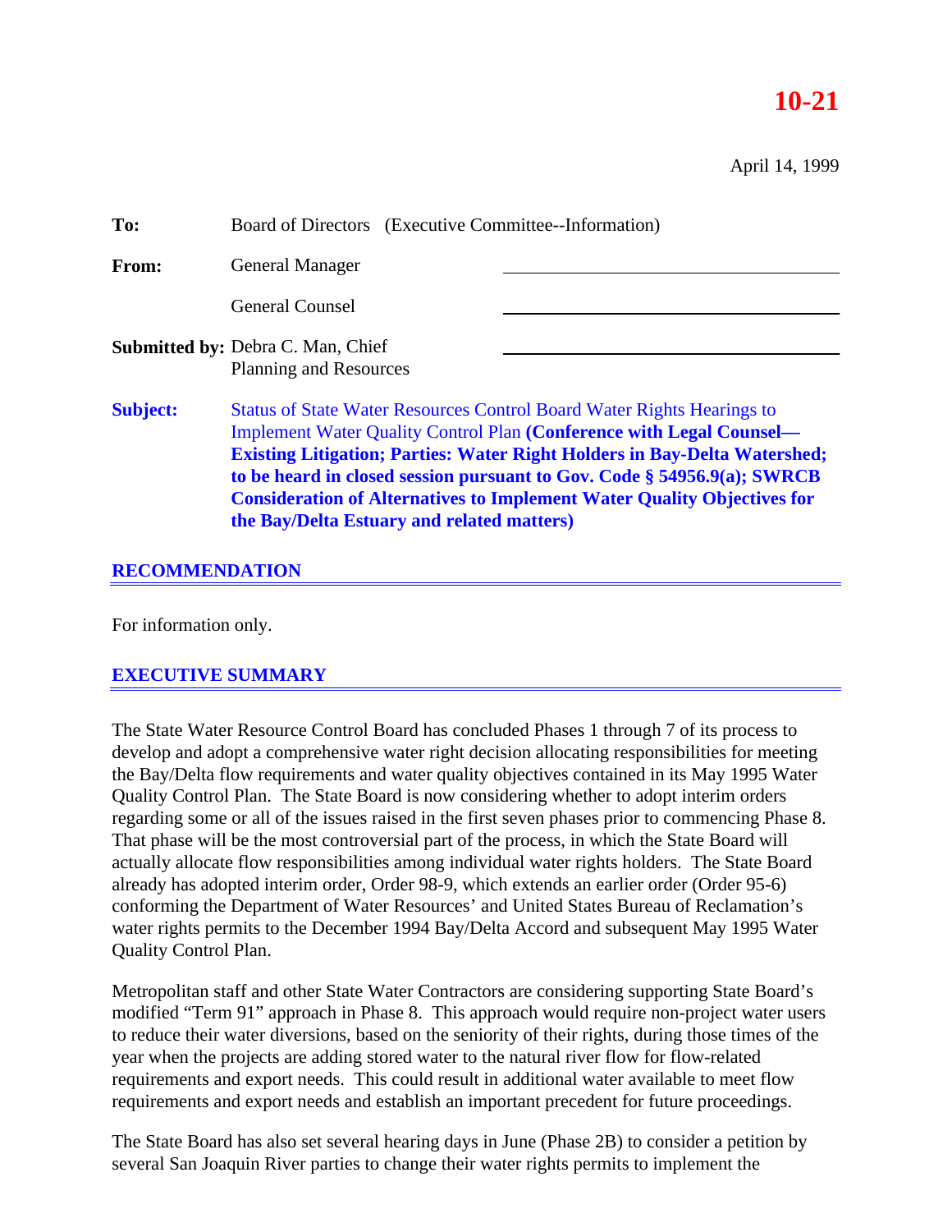**10-21**

April 14, 1999

**To:** Board of Directors (Executive Committee--Information)

**From:** General Manager

General Counsel

**Submitted by:** Debra C. Man, Chief
Planning and Resources

**Subject:** Status of State Water Resources Control Board Water Rights Hearings to Implement Water Quality Control Plan **(Conference with Legal Counsel—Existing Litigation; Parties: Water Right Holders in Bay-Delta Watershed; to be heard in closed session pursuant to Gov. Code § 54956.9(a); SWRCB Consideration of Alternatives to Implement Water Quality Objectives for the Bay/Delta Estuary and related matters)**

## RECOMMENDATION

For information only.

## EXECUTIVE SUMMARY

The State Water Resource Control Board has concluded Phases 1 through 7 of its process to develop and adopt a comprehensive water right decision allocating responsibilities for meeting the Bay/Delta flow requirements and water quality objectives contained in its May 1995 Water Quality Control Plan. The State Board is now considering whether to adopt interim orders regarding some or all of the issues raised in the first seven phases prior to commencing Phase 8. That phase will be the most controversial part of the process, in which the State Board will actually allocate flow responsibilities among individual water rights holders. The State Board already has adopted interim order, Order 98-9, which extends an earlier order (Order 95-6) conforming the Department of Water Resources' and United States Bureau of Reclamation's water rights permits to the December 1994 Bay/Delta Accord and subsequent May 1995 Water Quality Control Plan.

Metropolitan staff and other State Water Contractors are considering supporting State Board's modified "Term 91" approach in Phase 8. This approach would require non-project water users to reduce their water diversions, based on the seniority of their rights, during those times of the year when the projects are adding stored water to the natural river flow for flow-related requirements and export needs. This could result in additional water available to meet flow requirements and export needs and establish an important precedent for future proceedings.

The State Board has also set several hearing days in June (Phase 2B) to consider a petition by several San Joaquin River parties to change their water rights permits to implement the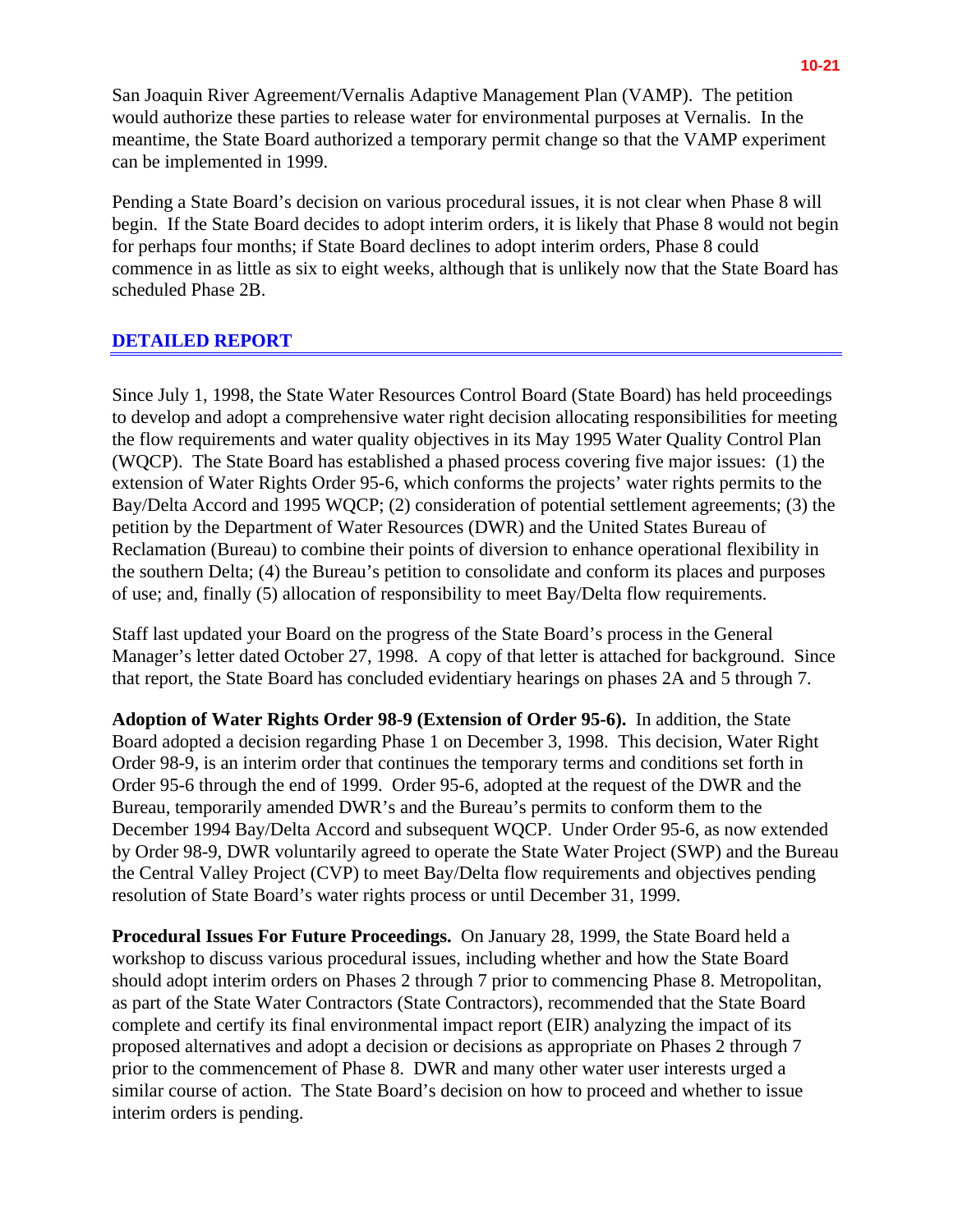San Joaquin River Agreement/Vernalis Adaptive Management Plan (VAMP). The petition would authorize these parties to release water for environmental purposes at Vernalis. In the meantime, the State Board authorized a temporary permit change so that the VAMP experiment can be implemented in 1999.

Pending a State Board's decision on various procedural issues, it is not clear when Phase 8 will begin. If the State Board decides to adopt interim orders, it is likely that Phase 8 would not begin for perhaps four months; if State Board declines to adopt interim orders, Phase 8 could commence in as little as six to eight weeks, although that is unlikely now that the State Board has scheduled Phase 2B.

## DETAILED REPORT

Since July 1, 1998, the State Water Resources Control Board (State Board) has held proceedings to develop and adopt a comprehensive water right decision allocating responsibilities for meeting the flow requirements and water quality objectives in its May 1995 Water Quality Control Plan (WQCP). The State Board has established a phased process covering five major issues: (1) the extension of Water Rights Order 95-6, which conforms the projects' water rights permits to the Bay/Delta Accord and 1995 WQCP; (2) consideration of potential settlement agreements; (3) the petition by the Department of Water Resources (DWR) and the United States Bureau of Reclamation (Bureau) to combine their points of diversion to enhance operational flexibility in the southern Delta; (4) the Bureau's petition to consolidate and conform its places and purposes of use; and, finally (5) allocation of responsibility to meet Bay/Delta flow requirements.

Staff last updated your Board on the progress of the State Board's process in the General Manager's letter dated October 27, 1998. A copy of that letter is attached for background. Since that report, the State Board has concluded evidentiary hearings on phases 2A and 5 through 7.

**Adoption of Water Rights Order 98-9 (Extension of Order 95-6).** In addition, the State Board adopted a decision regarding Phase 1 on December 3, 1998. This decision, Water Right Order 98-9, is an interim order that continues the temporary terms and conditions set forth in Order 95-6 through the end of 1999. Order 95-6, adopted at the request of the DWR and the Bureau, temporarily amended DWR's and the Bureau's permits to conform them to the December 1994 Bay/Delta Accord and subsequent WQCP. Under Order 95-6, as now extended by Order 98-9, DWR voluntarily agreed to operate the State Water Project (SWP) and the Bureau the Central Valley Project (CVP) to meet Bay/Delta flow requirements and objectives pending resolution of State Board's water rights process or until December 31, 1999.

**Procedural Issues For Future Proceedings.** On January 28, 1999, the State Board held a workshop to discuss various procedural issues, including whether and how the State Board should adopt interim orders on Phases 2 through 7 prior to commencing Phase 8. Metropolitan, as part of the State Water Contractors (State Contractors), recommended that the State Board complete and certify its final environmental impact report (EIR) analyzing the impact of its proposed alternatives and adopt a decision or decisions as appropriate on Phases 2 through 7 prior to the commencement of Phase 8. DWR and many other water user interests urged a similar course of action. The State Board's decision on how to proceed and whether to issue interim orders is pending.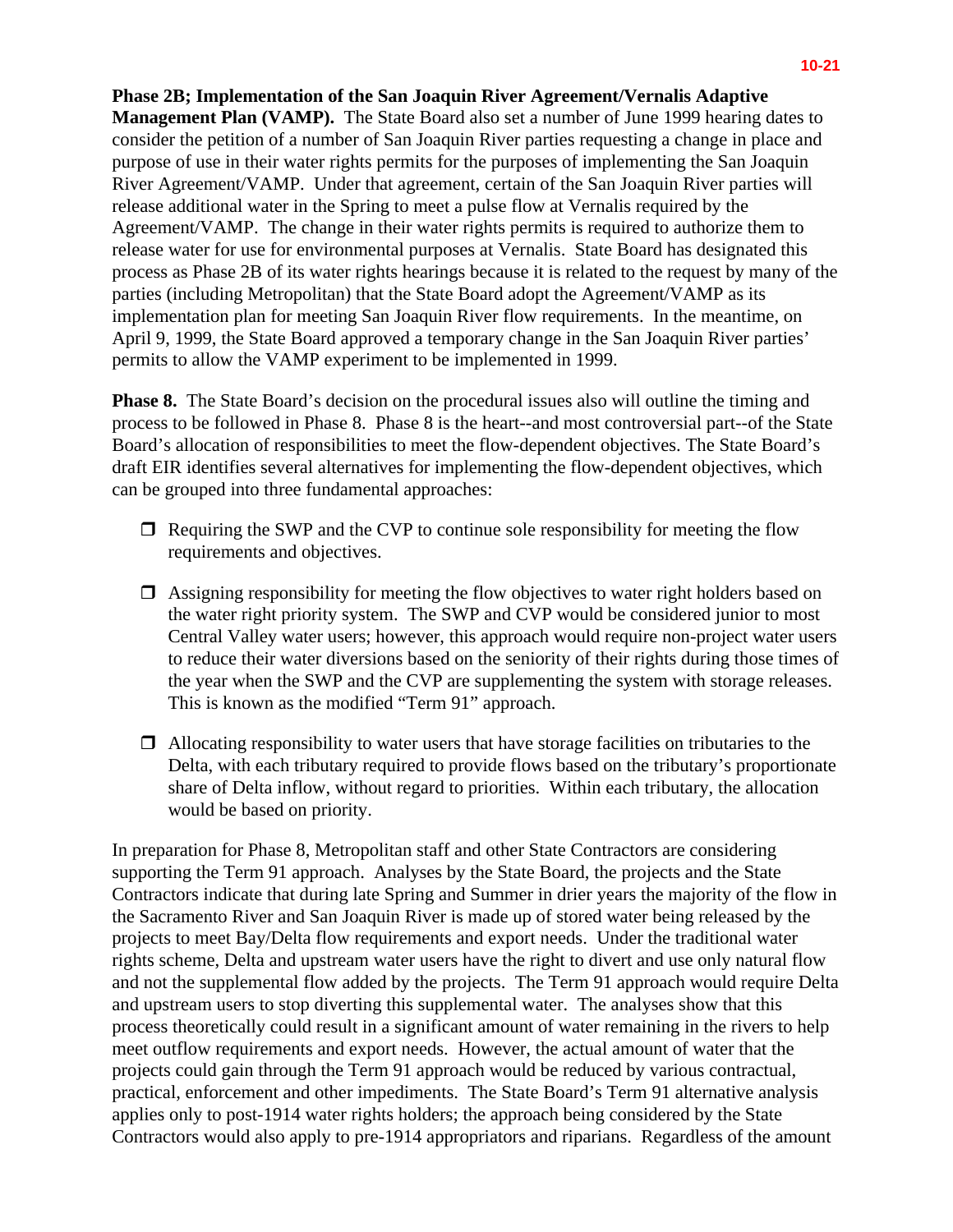**Phase 2B; Implementation of the San Joaquin River Agreement/Vernalis Adaptive Management Plan (VAMP).** The State Board also set a number of June 1999 hearing dates to consider the petition of a number of San Joaquin River parties requesting a change in place and purpose of use in their water rights permits for the purposes of implementing the San Joaquin River Agreement/VAMP. Under that agreement, certain of the San Joaquin River parties will release additional water in the Spring to meet a pulse flow at Vernalis required by the Agreement/VAMP. The change in their water rights permits is required to authorize them to release water for use for environmental purposes at Vernalis. State Board has designated this process as Phase 2B of its water rights hearings because it is related to the request by many of the parties (including Metropolitan) that the State Board adopt the Agreement/VAMP as its implementation plan for meeting San Joaquin River flow requirements. In the meantime, on April 9, 1999, the State Board approved a temporary change in the San Joaquin River parties' permits to allow the VAMP experiment to be implemented in 1999.

**Phase 8.** The State Board's decision on the procedural issues also will outline the timing and process to be followed in Phase 8. Phase 8 is the heart--and most controversial part--of the State Board's allocation of responsibilities to meet the flow-dependent objectives. The State Board's draft EIR identifies several alternatives for implementing the flow-dependent objectives, which can be grouped into three fundamental approaches:

- Requiring the SWP and the CVP to continue sole responsibility for meeting the flow requirements and objectives.
- Assigning responsibility for meeting the flow objectives to water right holders based on the water right priority system. The SWP and CVP would be considered junior to most Central Valley water users; however, this approach would require non-project water users to reduce their water diversions based on the seniority of their rights during those times of the year when the SWP and the CVP are supplementing the system with storage releases. This is known as the modified "Term 91" approach.
- Allocating responsibility to water users that have storage facilities on tributaries to the Delta, with each tributary required to provide flows based on the tributary's proportionate share of Delta inflow, without regard to priorities. Within each tributary, the allocation would be based on priority.

In preparation for Phase 8, Metropolitan staff and other State Contractors are considering supporting the Term 91 approach. Analyses by the State Board, the projects and the State Contractors indicate that during late Spring and Summer in drier years the majority of the flow in the Sacramento River and San Joaquin River is made up of stored water being released by the projects to meet Bay/Delta flow requirements and export needs. Under the traditional water rights scheme, Delta and upstream water users have the right to divert and use only natural flow and not the supplemental flow added by the projects. The Term 91 approach would require Delta and upstream users to stop diverting this supplemental water. The analyses show that this process theoretically could result in a significant amount of water remaining in the rivers to help meet outflow requirements and export needs. However, the actual amount of water that the projects could gain through the Term 91 approach would be reduced by various contractual, practical, enforcement and other impediments. The State Board's Term 91 alternative analysis applies only to post-1914 water rights holders; the approach being considered by the State Contractors would also apply to pre-1914 appropriators and riparians. Regardless of the amount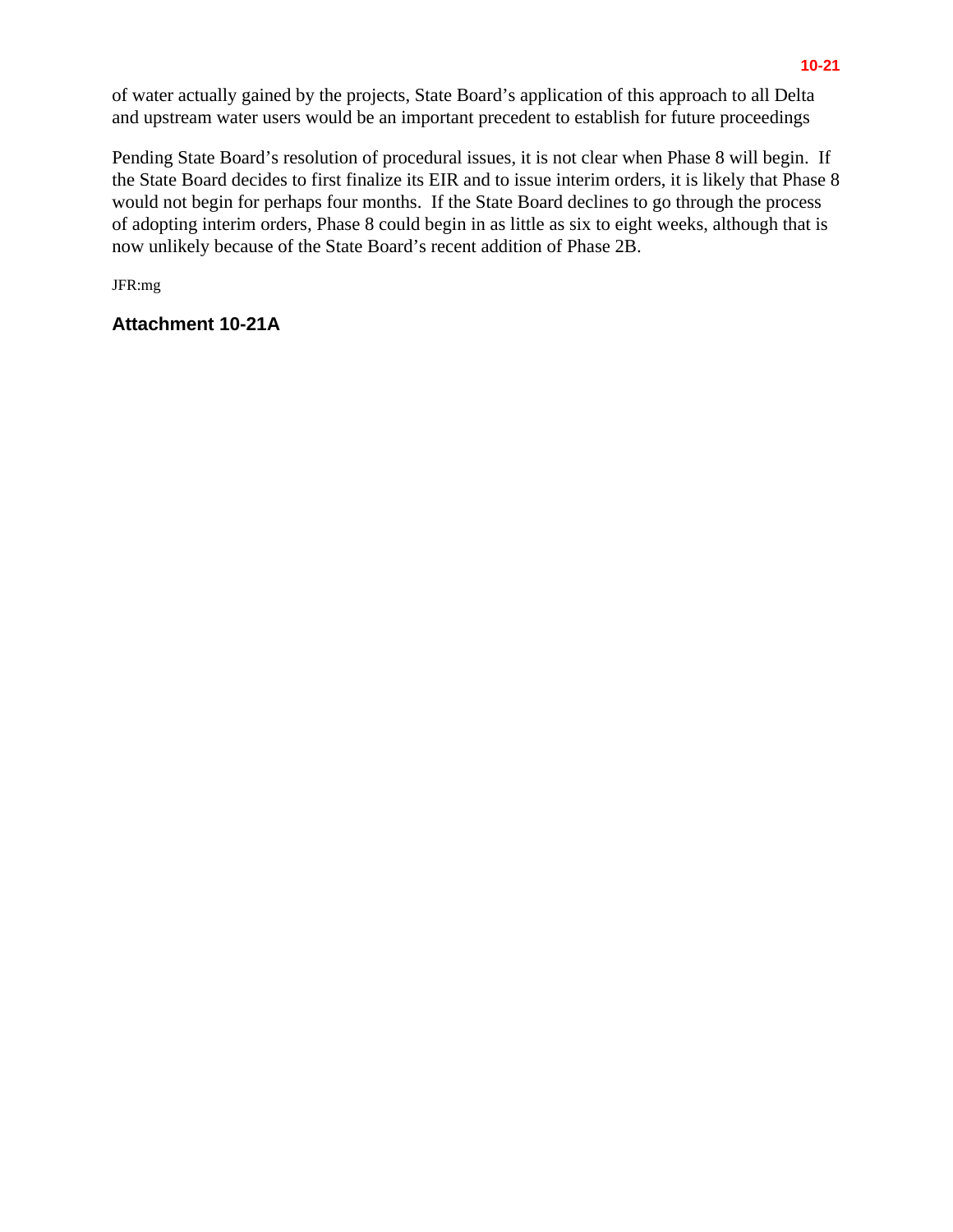of water actually gained by the projects, State Board's application of this approach to all Delta and upstream water users would be an important precedent to establish for future proceedings

Pending State Board's resolution of procedural issues, it is not clear when Phase 8 will begin. If the State Board decides to first finalize its EIR and to issue interim orders, it is likely that Phase 8 would not begin for perhaps four months. If the State Board declines to go through the process of adopting interim orders, Phase 8 could begin in as little as six to eight weeks, although that is now unlikely because of the State Board's recent addition of Phase 2B.

JFR:mg

**Attachment 10-21A**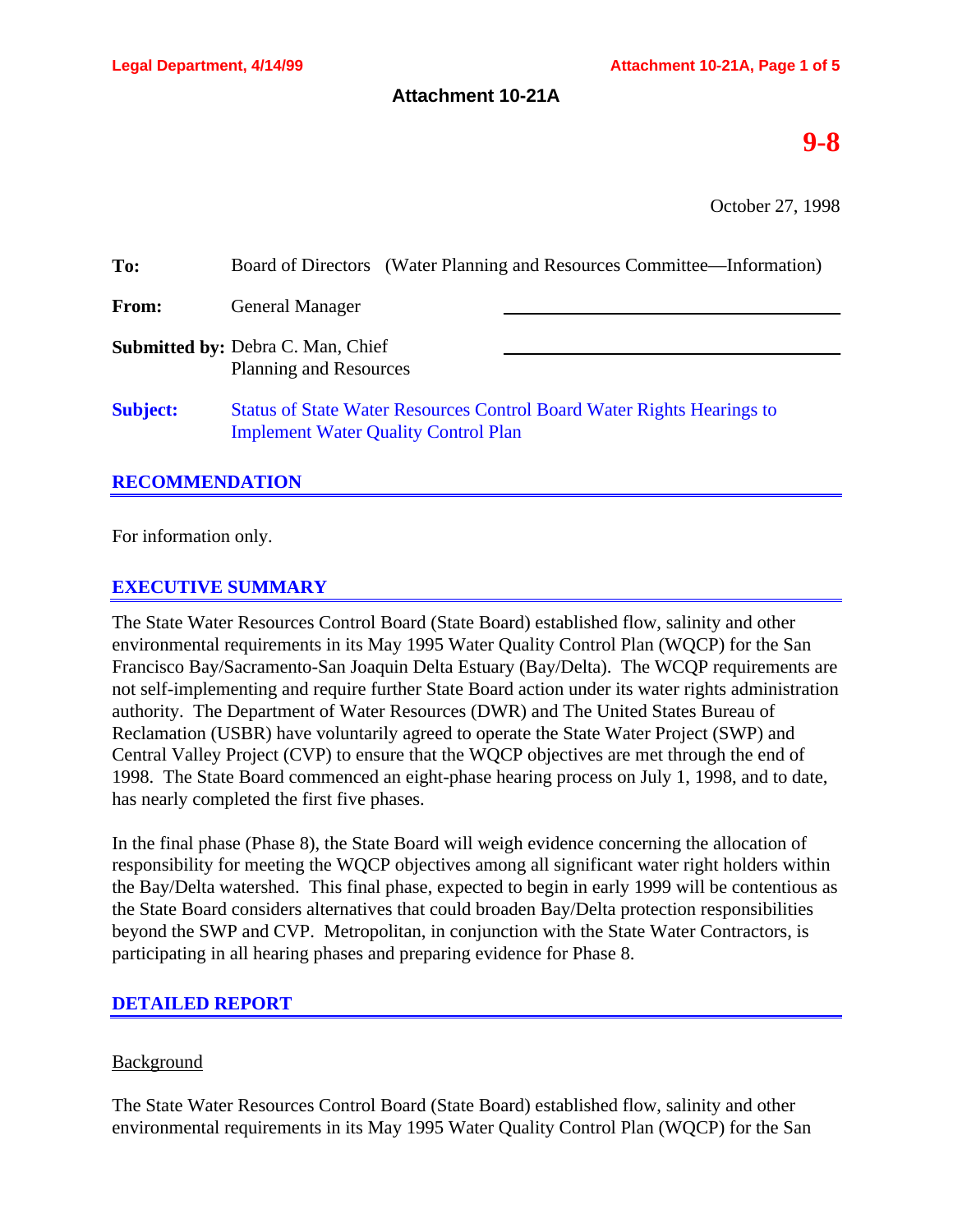# Attachment 10-21A

# 9-8

October 27, 1998

**To:** Board of Directors (Water Planning and Resources Committee—Information)

**From:** General Manager

**Submitted by:** Debra C. Man, Chief
Planning and Resources

**Subject:** Status of State Water Resources Control Board Water Rights Hearings to Implement Water Quality Control Plan

## RECOMMENDATION

For information only.

## EXECUTIVE SUMMARY

The State Water Resources Control Board (State Board) established flow, salinity and other environmental requirements in its May 1995 Water Quality Control Plan (WQCP) for the San Francisco Bay/Sacramento-San Joaquin Delta Estuary (Bay/Delta). The WCQP requirements are not self-implementing and require further State Board action under its water rights administration authority. The Department of Water Resources (DWR) and The United States Bureau of Reclamation (USBR) have voluntarily agreed to operate the State Water Project (SWP) and Central Valley Project (CVP) to ensure that the WQCP objectives are met through the end of 1998. The State Board commenced an eight-phase hearing process on July 1, 1998, and to date, has nearly completed the first five phases.

In the final phase (Phase 8), the State Board will weigh evidence concerning the allocation of responsibility for meeting the WQCP objectives among all significant water right holders within the Bay/Delta watershed. This final phase, expected to begin in early 1999 will be contentious as the State Board considers alternatives that could broaden Bay/Delta protection responsibilities beyond the SWP and CVP. Metropolitan, in conjunction with the State Water Contractors, is participating in all hearing phases and preparing evidence for Phase 8.

## DETAILED REPORT

Background

The State Water Resources Control Board (State Board) established flow, salinity and other environmental requirements in its May 1995 Water Quality Control Plan (WQCP) for the San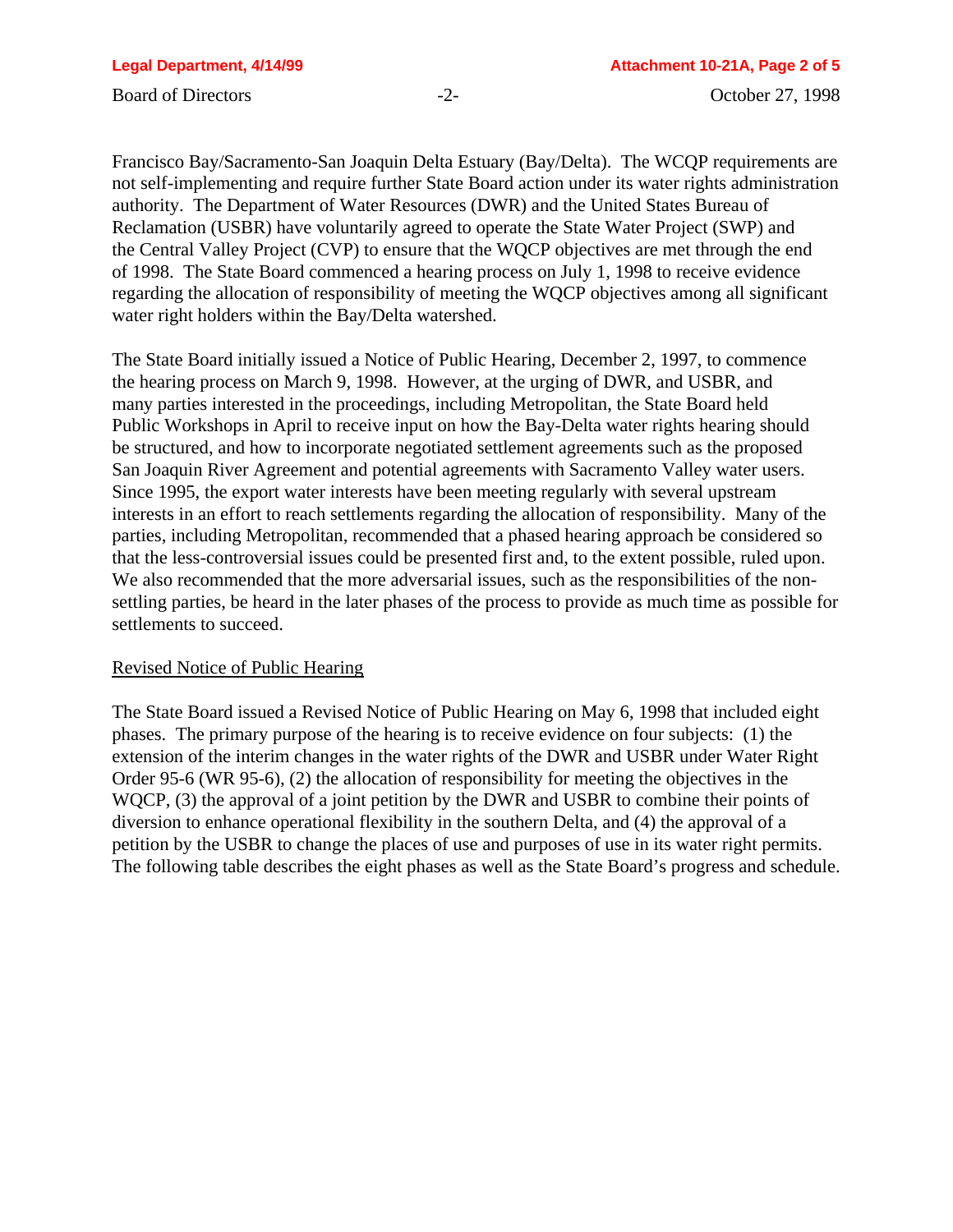Francisco Bay/Sacramento-San Joaquin Delta Estuary (Bay/Delta). The WCQP requirements are not self-implementing and require further State Board action under its water rights administration authority. The Department of Water Resources (DWR) and the United States Bureau of Reclamation (USBR) have voluntarily agreed to operate the State Water Project (SWP) and the Central Valley Project (CVP) to ensure that the WQCP objectives are met through the end of 1998. The State Board commenced a hearing process on July 1, 1998 to receive evidence regarding the allocation of responsibility of meeting the WQCP objectives among all significant water right holders within the Bay/Delta watershed.

The State Board initially issued a Notice of Public Hearing, December 2, 1997, to commence the hearing process on March 9, 1998. However, at the urging of DWR, and USBR, and many parties interested in the proceedings, including Metropolitan, the State Board held Public Workshops in April to receive input on how the Bay-Delta water rights hearing should be structured, and how to incorporate negotiated settlement agreements such as the proposed San Joaquin River Agreement and potential agreements with Sacramento Valley water users. Since 1995, the export water interests have been meeting regularly with several upstream interests in an effort to reach settlements regarding the allocation of responsibility. Many of the parties, including Metropolitan, recommended that a phased hearing approach be considered so that the less-controversial issues could be presented first and, to the extent possible, ruled upon. We also recommended that the more adversarial issues, such as the responsibilities of the non-settling parties, be heard in the later phases of the process to provide as much time as possible for settlements to succeed.

<u>Revised Notice of Public Hearing</u>

The State Board issued a Revised Notice of Public Hearing on May 6, 1998 that included eight phases. The primary purpose of the hearing is to receive evidence on four subjects: (1) the extension of the interim changes in the water rights of the DWR and USBR under Water Right Order 95-6 (WR 95-6), (2) the allocation of responsibility for meeting the objectives in the WQCP, (3) the approval of a joint petition by the DWR and USBR to combine their points of diversion to enhance operational flexibility in the southern Delta, and (4) the approval of a petition by the USBR to change the places of use and purposes of use in its water right permits. The following table describes the eight phases as well as the State Board's progress and schedule.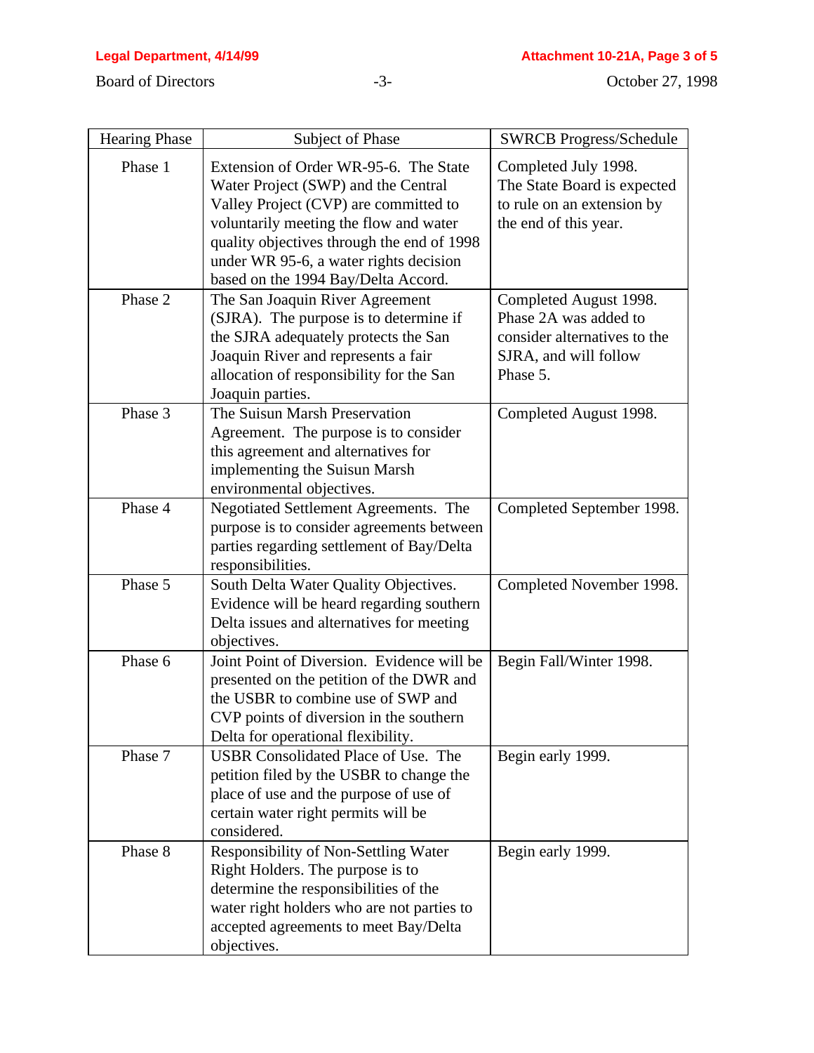| Hearing Phase | Subject of Phase | SWRCB Progress/Schedule |
|---|---|---|
| Phase 1 | Extension of Order WR-95-6. The State Water Project (SWP) and the Central Valley Project (CVP) are committed to voluntarily meeting the flow and water quality objectives through the end of 1998 under WR 95-6, a water rights decision based on the 1994 Bay/Delta Accord. | Completed July 1998. The State Board is expected to rule on an extension by the end of this year. |
| Phase 2 | The San Joaquin River Agreement (SJRA). The purpose is to determine if the SJRA adequately protects the San Joaquin River and represents a fair allocation of responsibility for the San Joaquin parties. | Completed August 1998. Phase 2A was added to consider alternatives to the SJRA, and will follow Phase 5. |
| Phase 3 | The Suisun Marsh Preservation Agreement. The purpose is to consider this agreement and alternatives for implementing the Suisun Marsh environmental objectives. | Completed August 1998. |
| Phase 4 | Negotiated Settlement Agreements. The purpose is to consider agreements between parties regarding settlement of Bay/Delta responsibilities. | Completed September 1998. |
| Phase 5 | South Delta Water Quality Objectives. Evidence will be heard regarding southern Delta issues and alternatives for meeting objectives. | Completed November 1998. |
| Phase 6 | Joint Point of Diversion. Evidence will be presented on the petition of the DWR and the USBR to combine use of SWP and CVP points of diversion in the southern Delta for operational flexibility. | Begin Fall/Winter 1998. |
| Phase 7 | USBR Consolidated Place of Use. The petition filed by the USBR to change the place of use and the purpose of use of certain water right permits will be considered. | Begin early 1999. |
| Phase 8 | Responsibility of Non-Settling Water Right Holders. The purpose is to determine the responsibilities of the water right holders who are not parties to accepted agreements to meet Bay/Delta objectives. | Begin early 1999. |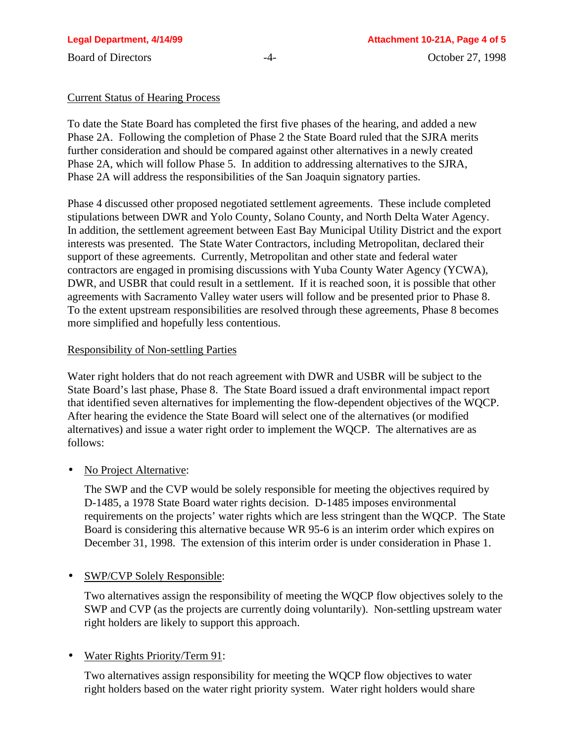Current Status of Hearing Process

To date the State Board has completed the first five phases of the hearing, and added a new Phase 2A. Following the completion of Phase 2 the State Board ruled that the SJRA merits further consideration and should be compared against other alternatives in a newly created Phase 2A, which will follow Phase 5. In addition to addressing alternatives to the SJRA, Phase 2A will address the responsibilities of the San Joaquin signatory parties.

Phase 4 discussed other proposed negotiated settlement agreements. These include completed stipulations between DWR and Yolo County, Solano County, and North Delta Water Agency. In addition, the settlement agreement between East Bay Municipal Utility District and the export interests was presented. The State Water Contractors, including Metropolitan, declared their support of these agreements. Currently, Metropolitan and other state and federal water contractors are engaged in promising discussions with Yuba County Water Agency (YCWA), DWR, and USBR that could result in a settlement. If it is reached soon, it is possible that other agreements with Sacramento Valley water users will follow and be presented prior to Phase 8. To the extent upstream responsibilities are resolved through these agreements, Phase 8 becomes more simplified and hopefully less contentious.

Responsibility of Non-settling Parties

Water right holders that do not reach agreement with DWR and USBR will be subject to the State Board's last phase, Phase 8. The State Board issued a draft environmental impact report that identified seven alternatives for implementing the flow-dependent objectives of the WQCP. After hearing the evidence the State Board will select one of the alternatives (or modified alternatives) and issue a water right order to implement the WQCP. The alternatives are as follows:

- No Project Alternative:

  The SWP and the CVP would be solely responsible for meeting the objectives required by D-1485, a 1978 State Board water rights decision. D-1485 imposes environmental requirements on the projects' water rights which are less stringent than the WQCP. The State Board is considering this alternative because WR 95-6 is an interim order which expires on December 31, 1998. The extension of this interim order is under consideration in Phase 1.

- SWP/CVP Solely Responsible:

  Two alternatives assign the responsibility of meeting the WQCP flow objectives solely to the SWP and CVP (as the projects are currently doing voluntarily). Non-settling upstream water right holders are likely to support this approach.

- Water Rights Priority/Term 91:

  Two alternatives assign responsibility for meeting the WQCP flow objectives to water right holders based on the water right priority system. Water right holders would share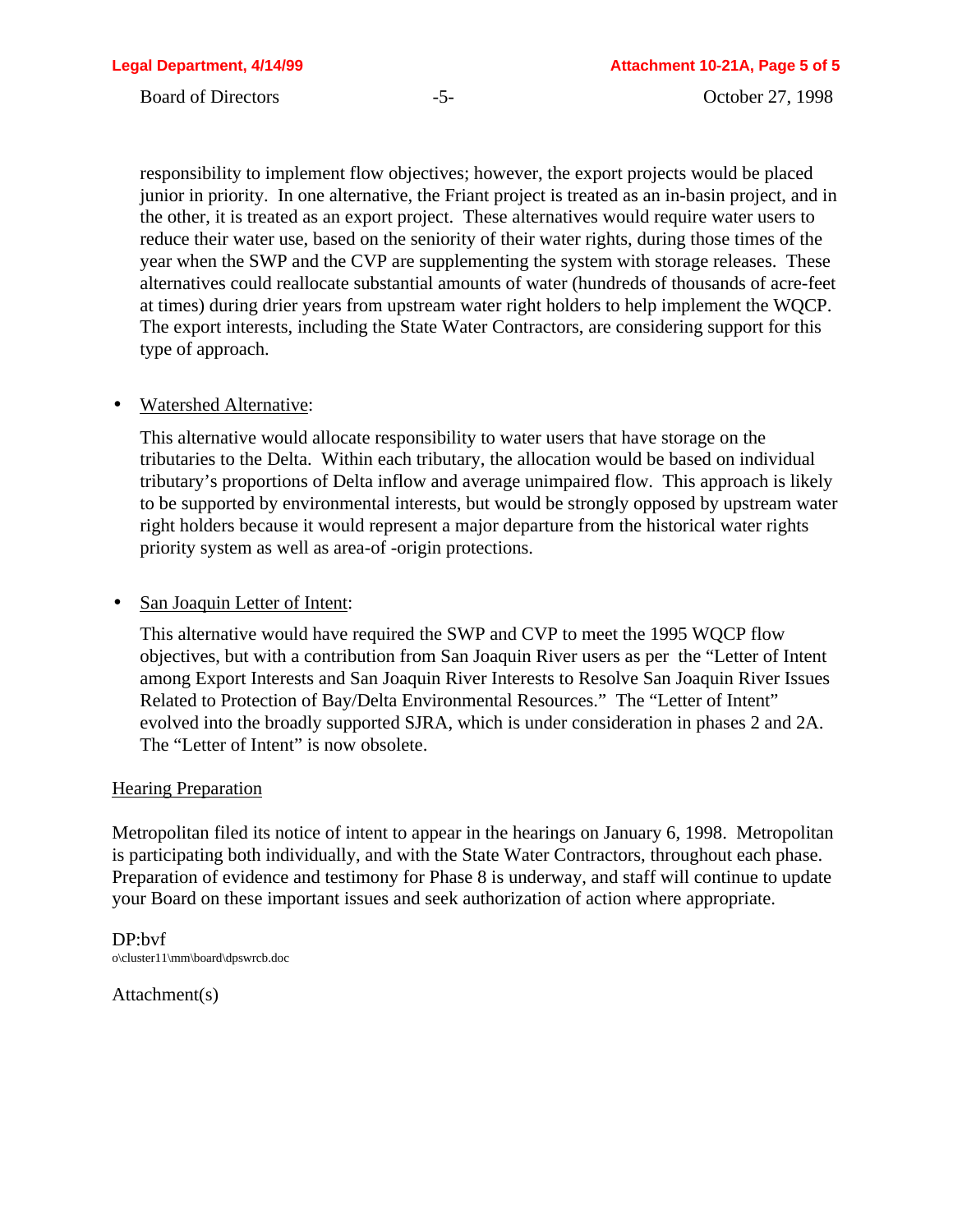responsibility to implement flow objectives; however, the export projects would be placed junior in priority. In one alternative, the Friant project is treated as an in-basin project, and in the other, it is treated as an export project. These alternatives would require water users to reduce their water use, based on the seniority of their water rights, during those times of the year when the SWP and the CVP are supplementing the system with storage releases. These alternatives could reallocate substantial amounts of water (hundreds of thousands of acre-feet at times) during drier years from upstream water right holders to help implement the WQCP. The export interests, including the State Water Contractors, are considering support for this type of approach.

- Watershed Alternative:

  This alternative would allocate responsibility to water users that have storage on the tributaries to the Delta. Within each tributary, the allocation would be based on individual tributary's proportions of Delta inflow and average unimpaired flow. This approach is likely to be supported by environmental interests, but would be strongly opposed by upstream water right holders because it would represent a major departure from the historical water rights priority system as well as area-of -origin protections.

- San Joaquin Letter of Intent:

  This alternative would have required the SWP and CVP to meet the 1995 WQCP flow objectives, but with a contribution from San Joaquin River users as per the "Letter of Intent among Export Interests and San Joaquin River Interests to Resolve San Joaquin River Issues Related to Protection of Bay/Delta Environmental Resources." The "Letter of Intent" evolved into the broadly supported SJRA, which is under consideration in phases 2 and 2A. The "Letter of Intent" is now obsolete.

Hearing Preparation

Metropolitan filed its notice of intent to appear in the hearings on January 6, 1998. Metropolitan is participating both individually, and with the State Water Contractors, throughout each phase. Preparation of evidence and testimony for Phase 8 is underway, and staff will continue to update your Board on these important issues and seek authorization of action where appropriate.

DP:bvf
o\cluster11\mm\board\dpswrcb.doc

Attachment(s)